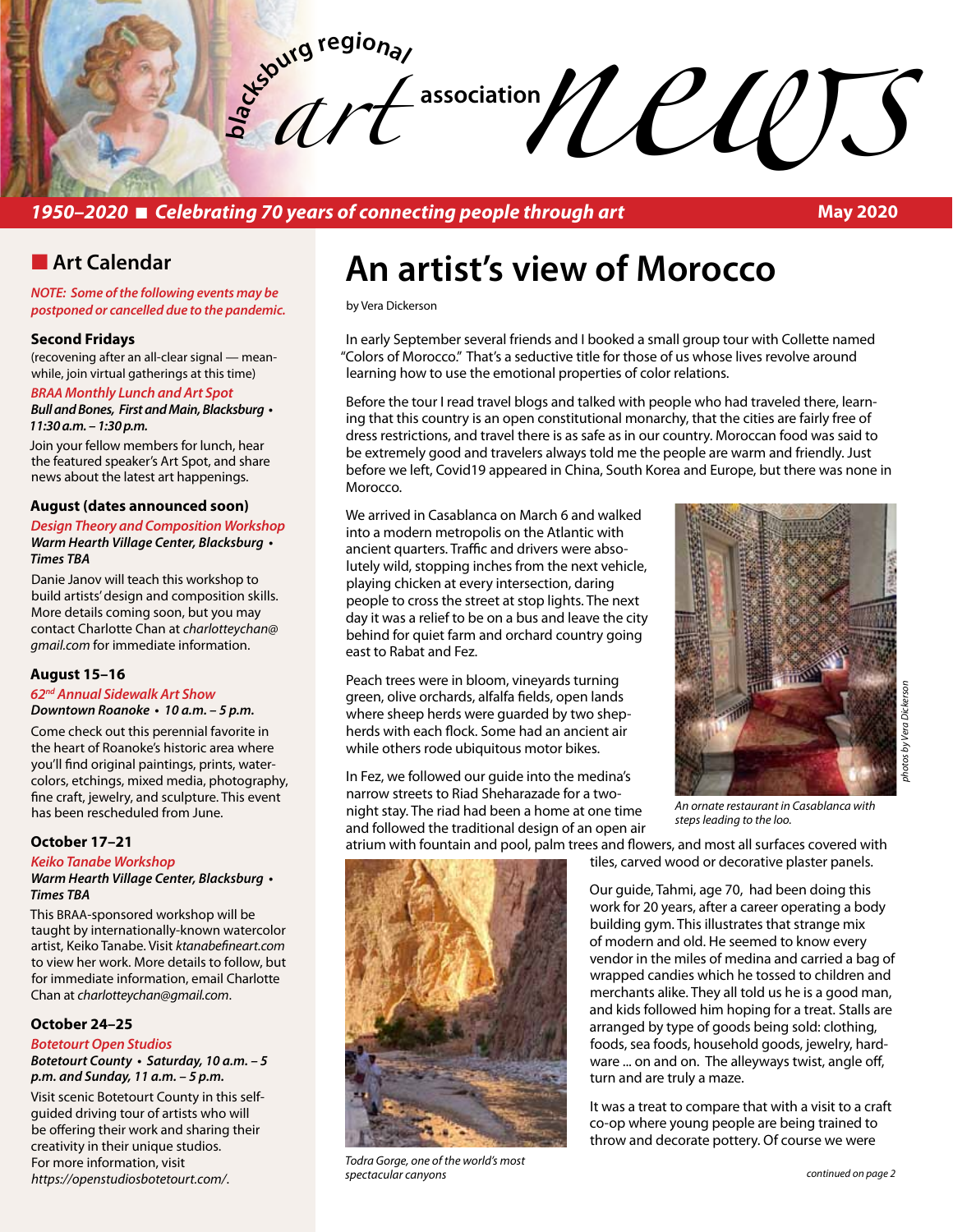# blacksburg regional art association news

***1950–2020 ■ Celebrating 70 years of connecting people through art*** **May 2020**

## Art Calendar

*NOTE: Some of the following events may be postponed or cancelled due to the pandemic.*

### Second Fridays

(recovening after an all-clear signal — meanwhile, join virtual gatherings at this time)

*BRAA Monthly Lunch and Art Spot*
***Bull and Bones, First and Main, Blacksburg • 11:30 a.m. – 1:30 p.m.***

Join your fellow members for lunch, hear the featured speaker's Art Spot, and share news about the latest art happenings.

### August (dates announced soon)

*Design Theory and Composition Workshop*
***Warm Hearth Village Center, Blacksburg • Times TBA***

Danie Janov will teach this workshop to build artists' design and composition skills. More details coming soon, but you may contact Charlotte Chan at *charlotteychan@gmail.com* for immediate information.

### August 15–16

*62nd Annual Sidewalk Art Show*
***Downtown Roanoke • 10 a.m. – 5 p.m.***

Come check out this perennial favorite in the heart of Roanoke's historic area where you'll find original paintings, prints, watercolors, etchings, mixed media, photography, fine craft, jewelry, and sculpture. This event has been rescheduled from June.

### October 17–21

*Keiko Tanabe Workshop*
***Warm Hearth Village Center, Blacksburg • Times TBA***

This BRAA-sponsored workshop will be taught by internationally-known watercolor artist, Keiko Tanabe. Visit *ktanabefineart.com* to view her work. More details to follow, but for immediate information, email Charlotte Chan at *charlotteychan@gmail.com*.

### October 24–25

*Botetourt Open Studios*
***Botetourt County • Saturday, 10 a.m. – 5 p.m. and Sunday, 11 a.m. – 5 p.m.***

Visit scenic Botetourt County in this self-guided driving tour of artists who will be offering their work and sharing their creativity in their unique studios. For more information, visit *https://openstudiosbotetourt.com/*.

# An artist's view of Morocco

by Vera Dickerson

In early September several friends and I booked a small group tour with Collette named "Colors of Morocco." That's a seductive title for those of us whose lives revolve around learning how to use the emotional properties of color relations.

Before the tour I read travel blogs and talked with people who had traveled there, learning that this country is an open constitutional monarchy, that the cities are fairly free of dress restrictions, and travel there is as safe as in our country. Moroccan food was said to be extremely good and travelers always told me the people are warm and friendly. Just before we left, Covid19 appeared in China, South Korea and Europe, but there was none in Morocco.

We arrived in Casablanca on March 6 and walked into a modern metropolis on the Atlantic with ancient quarters. Traffic and drivers were absolutely wild, stopping inches from the next vehicle, playing chicken at every intersection, daring people to cross the street at stop lights. The next day it was a relief to be on a bus and leave the city behind for quiet farm and orchard country going east to Rabat and Fez.

Peach trees were in bloom, vineyards turning green, olive orchards, alfalfa fields, open lands where sheep herds were guarded by two shepherds with each flock. Some had an ancient air while others rode ubiquitous motor bikes.

*An ornate restaurant in Casablanca with steps leading to the loo.*

*photos by Vera Dickerson*

In Fez, we followed our guide into the medina's narrow streets to Riad Sheharazade for a two-night stay. The riad had been a home at one time and followed the traditional design of an open air atrium with fountain and pool, palm trees and flowers, and most all surfaces covered with tiles, carved wood or decorative plaster panels.

*Todra Gorge, one of the world's most spectacular canyons*

Our guide, Tahmi, age 70, had been doing this work for 20 years, after a career operating a body building gym. This illustrates that strange mix of modern and old. He seemed to know every vendor in the miles of medina and carried a bag of wrapped candies which he tossed to children and merchants alike. They all told us he is a good man, and kids followed him hoping for a treat. Stalls are arranged by type of goods being sold: clothing, foods, sea foods, household goods, jewelry, hardware ... on and on. The alleyways twist, angle off, turn and are truly a maze.

It was a treat to compare that with a visit to a craft co-op where young people are being trained to throw and decorate pottery. Of course we were

*continued on page 2*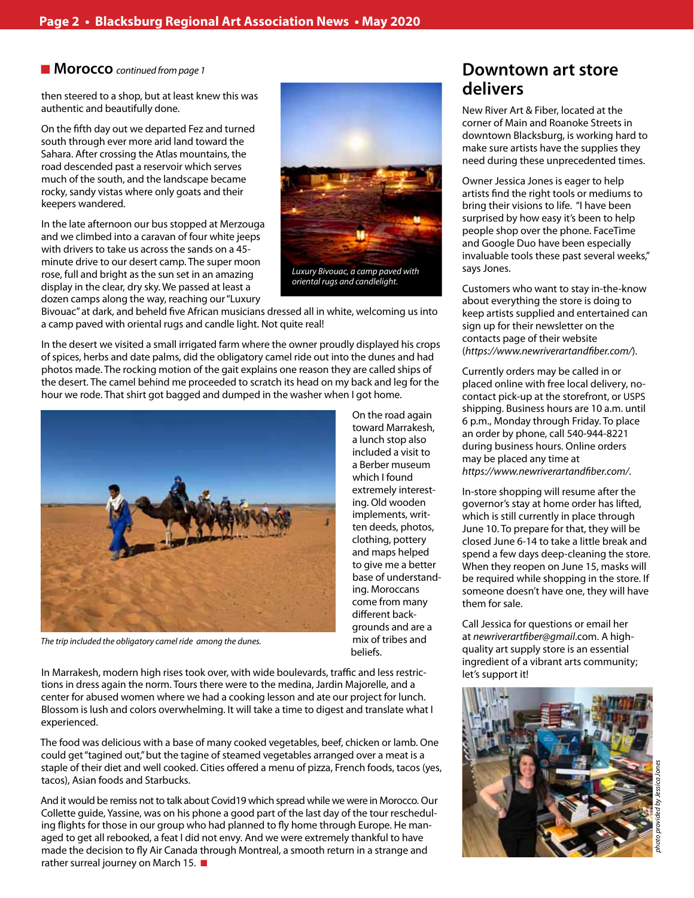## Morocco *continued from page 1*

then steered to a shop, but at least knew this was authentic and beautifully done.

On the fifth day out we departed Fez and turned south through ever more arid land toward the Sahara. After crossing the Atlas mountains, the road descended past a reservoir which serves much of the south, and the landscape became rocky, sandy vistas where only goats and their keepers wandered.

In the late afternoon our bus stopped at Merzouga and we climbed into a caravan of four white jeeps with drivers to take us across the sands on a 45-minute drive to our desert camp. The super moon rose, full and bright as the sun set in an amazing display in the clear, dry sky. We passed at least a dozen camps along the way, reaching our "Luxury Bivouac" at dark, and beheld five African musicians dressed all in white, welcoming us into a camp paved with oriental rugs and candle light. Not quite real!

*Luxury Bivouac, a camp paved with oriental rugs and candlelight.*

In the desert we visited a small irrigated farm where the owner proudly displayed his crops of spices, herbs and date palms, did the obligatory camel ride out into the dunes and had photos made. The rocking motion of the gait explains one reason they are called ships of the desert. The camel behind me proceeded to scratch its head on my back and leg for the hour we rode. That shirt got bagged and dumped in the washer when I got home.

*The trip included the obligatory camel ride among the dunes.*

On the road again toward Marrakesh, a lunch stop also included a visit to a Berber museum which I found extremely interesting. Old wooden implements, written deeds, photos, clothing, pottery and maps helped to give me a better base of understanding. Moroccans come from many different backgrounds and are a mix of tribes and beliefs.

In Marrakesh, modern high rises took over, with wide boulevards, traffic and less restrictions in dress again the norm. Tours there were to the medina, Jardin Majorelle, and a center for abused women where we had a cooking lesson and ate our project for lunch. Blossom is lush and colors overwhelming. It will take a time to digest and translate what I experienced.

The food was delicious with a base of many cooked vegetables, beef, chicken or lamb. One could get "tagined out," but the tagine of steamed vegetables arranged over a meat is a staple of their diet and well cooked. Cities offered a menu of pizza, French foods, tacos (yes, tacos), Asian foods and Starbucks.

And it would be remiss not to talk about Covid19 which spread while we were in Morocco. Our Collette guide, Yassine, was on his phone a good part of the last day of the tour rescheduling flights for those in our group who had planned to fly home through Europe. He managed to get all rebooked, a feat I did not envy. And we were extremely thankful to have made the decision to fly Air Canada through Montreal, a smooth return in a strange and rather surreal journey on March 15. ■

## Downtown art store delivers

New River Art & Fiber, located at the corner of Main and Roanoke Streets in downtown Blacksburg, is working hard to make sure artists have the supplies they need during these unprecedented times.

Owner Jessica Jones is eager to help artists find the right tools or mediums to bring their visions to life. "I have been surprised by how easy it's been to help people shop over the phone. FaceTime and Google Duo have been especially invaluable tools these past several weeks," says Jones.

Customers who want to stay in-the-know about everything the store is doing to keep artists supplied and entertained can sign up for their newsletter on the contacts page of their website (*https://www.newriverartandfiber.com/*).

Currently orders may be called in or placed online with free local delivery, no-contact pick-up at the storefront, or USPS shipping. Business hours are 10 a.m. until 6 p.m., Monday through Friday. To place an order by phone, call 540-944-8221 during business hours. Online orders may be placed any time at *https://www.newriverartandfiber.com/*.

In-store shopping will resume after the governor's stay at home order has lifted, which is still currently in place through June 10. To prepare for that, they will be closed June 6-14 to take a little break and spend a few days deep-cleaning the store. When they reopen on June 15, masks will be required while shopping in the store. If someone doesn't have one, they will have them for sale.

Call Jessica for questions or email her at *newriverartfiber@gmail*.com. A high-quality art supply store is an essential ingredient of a vibrant arts community; let's support it!

*photo provided by Jessica Jones*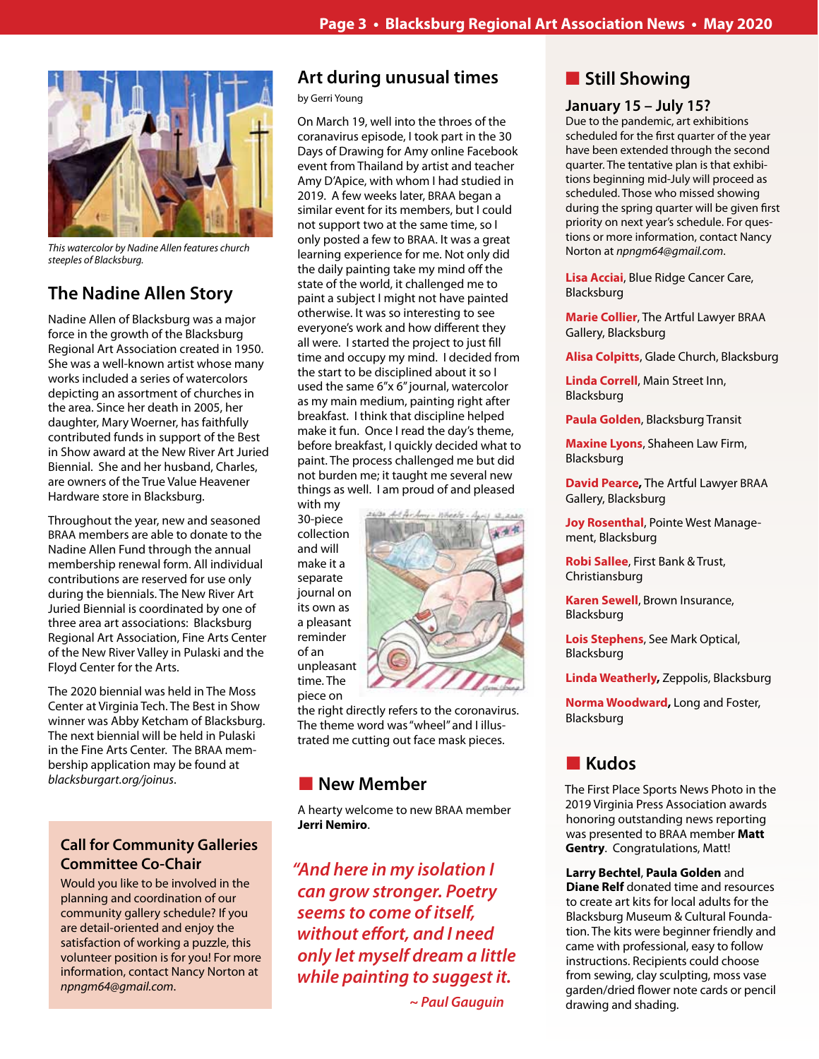*This watercolor by Nadine Allen features church steeples of Blacksburg.*

## The Nadine Allen Story

Nadine Allen of Blacksburg was a major force in the growth of the Blacksburg Regional Art Association created in 1950. She was a well-known artist whose many works included a series of watercolors depicting an assortment of churches in the area. Since her death in 2005, her daughter, Mary Woerner, has faithfully contributed funds in support of the Best in Show award at the New River Art Juried Biennial. She and her husband, Charles, are owners of the True Value Heavener Hardware store in Blacksburg.

Throughout the year, new and seasoned BRAA members are able to donate to the Nadine Allen Fund through the annual membership renewal form. All individual contributions are reserved for use only during the biennials. The New River Art Juried Biennial is coordinated by one of three area art associations: Blacksburg Regional Art Association, Fine Arts Center of the New River Valley in Pulaski and the Floyd Center for the Arts.

The 2020 biennial was held in The Moss Center at Virginia Tech. The Best in Show winner was Abby Ketcham of Blacksburg. The next biennial will be held in Pulaski in the Fine Arts Center. The BRAA membership application may be found at *blacksburgart.org/joinus*.

### Call for Community Galleries Committee Co-Chair

Would you like to be involved in the planning and coordination of our community gallery schedule? If you are detail-oriented and enjoy the satisfaction of working a puzzle, this volunteer position is for you! For more information, contact Nancy Norton at *npngm64@gmail.com*.

## Art during unusual times

by Gerri Young

On March 19, well into the throes of the coranavirus episode, I took part in the 30 Days of Drawing for Amy online Facebook event from Thailand by artist and teacher Amy D'Apice, with whom I had studied in 2019. A few weeks later, BRAA began a similar event for its members, but I could not support two at the same time, so I only posted a few to BRAA. It was a great learning experience for me. Not only did the daily painting take my mind off the state of the world, it challenged me to paint a subject I might not have painted otherwise. It was so interesting to see everyone's work and how different they all were. I started the project to just fill time and occupy my mind. I decided from the start to be disciplined about it so I used the same 6"x 6" journal, watercolor as my main medium, painting right after breakfast. I think that discipline helped make it fun. Once I read the day's theme, before breakfast, I quickly decided what to paint. The process challenged me but did not burden me; it taught me several new things as well. I am proud of and pleased with my 30-piece collection and will make it a separate journal on its own as a pleasant reminder of an unpleasant time. The piece on the right directly refers to the coronavirus. The theme word was "wheel" and I illustrated me cutting out face mask pieces.

## New Member

A hearty welcome to new BRAA member **Jerri Nemiro**.

> ***"And here in my isolation I can grow stronger. Poetry seems to come of itself, without effort, and I need only let myself dream a little while painting to suggest it.***
>
> ***~ Paul Gauguin***

## Still Showing

### January 15 – July 15?

Due to the pandemic, art exhibitions scheduled for the first quarter of the year have been extended through the second quarter. The tentative plan is that exhibitions beginning mid-July will proceed as scheduled. Those who missed showing during the spring quarter will be given first priority on next year's schedule. For questions or more information, contact Nancy Norton at *npngm64@gmail.com*.

**Lisa Acciai**, Blue Ridge Cancer Care, Blacksburg

**Marie Collier**, The Artful Lawyer BRAA Gallery, Blacksburg

**Alisa Colpitts**, Glade Church, Blacksburg

**Linda Correll**, Main Street Inn, Blacksburg

**Paula Golden**, Blacksburg Transit

**Maxine Lyons**, Shaheen Law Firm, Blacksburg

**David Pearce**, The Artful Lawyer BRAA Gallery, Blacksburg

**Joy Rosenthal**, Pointe West Management, Blacksburg

**Robi Sallee**, First Bank & Trust, Christiansburg

**Karen Sewell**, Brown Insurance, Blacksburg

**Lois Stephens**, See Mark Optical, Blacksburg

**Linda Weatherly**, Zeppolis, Blacksburg

**Norma Woodward**, Long and Foster, Blacksburg

## Kudos

The First Place Sports News Photo in the 2019 Virginia Press Association awards honoring outstanding news reporting was presented to BRAA member **Matt Gentry**. Congratulations, Matt!

**Larry Bechtel**, **Paula Golden** and **Diane Relf** donated time and resources to create art kits for local adults for the Blacksburg Museum & Cultural Foundation. The kits were beginner friendly and came with professional, easy to follow instructions. Recipients could choose from sewing, clay sculpting, moss vase garden/dried flower note cards or pencil drawing and shading.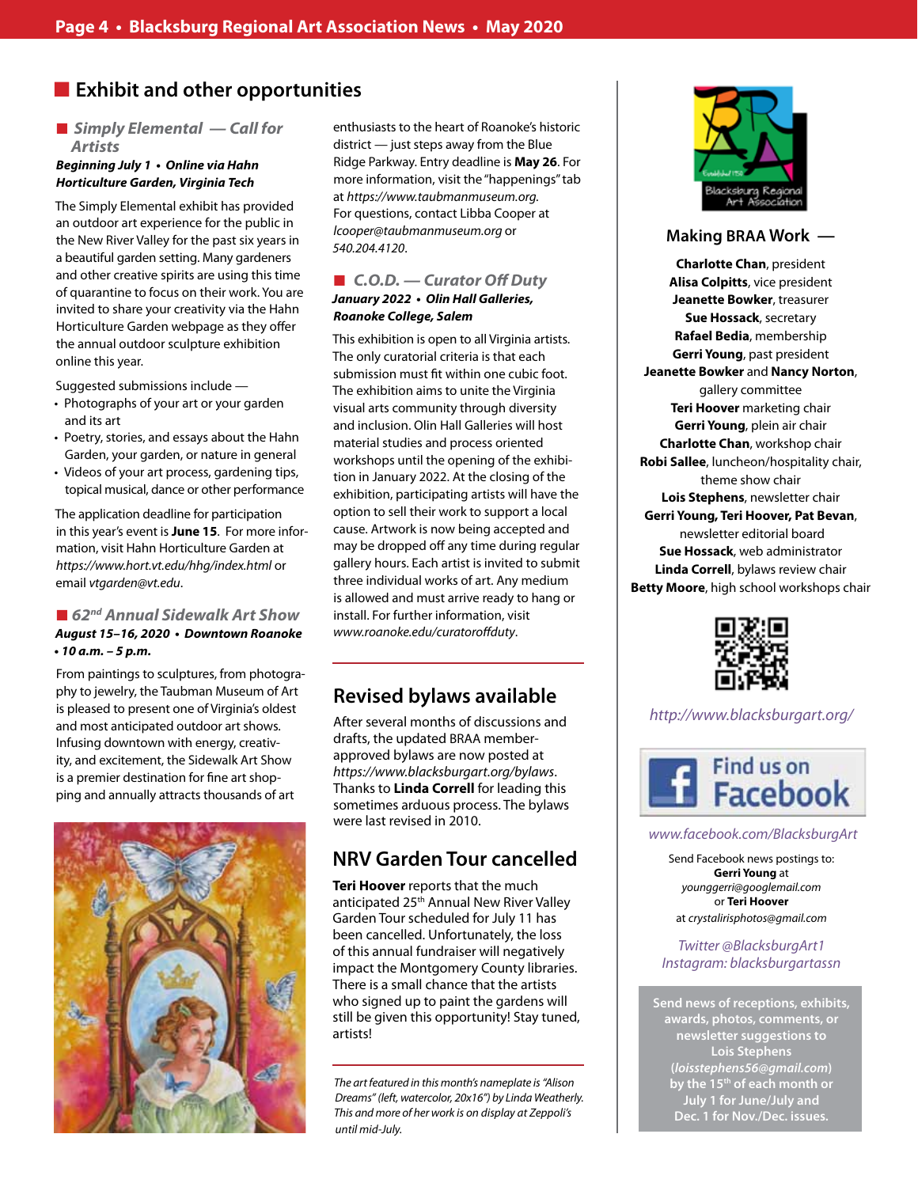## Exhibit and other opportunities

### *Simply Elemental — Call for Artists*

***Beginning July 1 • Online via Hahn Horticulture Garden, Virginia Tech***

The Simply Elemental exhibit has provided an outdoor art experience for the public in the New River Valley for the past six years in a beautiful garden setting. Many gardeners and other creative spirits are using this time of quarantine to focus on their work. You are invited to share your creativity via the Hahn Horticulture Garden webpage as they offer the annual outdoor sculpture exhibition online this year.

Suggested submissions include —

- Photographs of your art or your garden and its art
- Poetry, stories, and essays about the Hahn Garden, your garden, or nature in general
- Videos of your art process, gardening tips, topical musical, dance or other performance

The application deadline for participation in this year's event is **June 15**. For more information, visit Hahn Horticulture Garden at *https://www.hort.vt.edu/hhg/index.html* or email *vtgarden@vt.edu*.

### *62nd Annual Sidewalk Art Show*

***August 15–16, 2020 • Downtown Roanoke • 10 a.m. – 5 p.m.***

From paintings to sculptures, from photography to jewelry, the Taubman Museum of Art is pleased to present one of Virginia's oldest and most anticipated outdoor art shows. Infusing downtown with energy, creativity, and excitement, the Sidewalk Art Show is a premier destination for fine art shopping and annually attracts thousands of art enthusiasts to the heart of Roanoke's historic district — just steps away from the Blue Ridge Parkway. Entry deadline is **May 26**. For more information, visit the "happenings" tab at *https://www.taubmanmuseum.org*. For questions, contact Libba Cooper at *lcooper@taubmanmuseum.org* or *540.204.4120*.

### *C.O.D. — Curator Off Duty*

***January 2022 • Olin Hall Galleries, Roanoke College, Salem***

This exhibition is open to all Virginia artists. The only curatorial criteria is that each submission must fit within one cubic foot. The exhibition aims to unite the Virginia visual arts community through diversity and inclusion. Olin Hall Galleries will host material studies and process oriented workshops until the opening of the exhibition in January 2022. At the closing of the exhibition, participating artists will have the option to sell their work to support a local cause. Artwork is now being accepted and may be dropped off any time during regular gallery hours. Each artist is invited to submit three individual works of art. Any medium is allowed and must arrive ready to hang or install. For further information, visit *www.roanoke.edu/curatoroffduty*.

## Revised bylaws available

After several months of discussions and drafts, the updated BRAA member-approved bylaws are now posted at *https://www.blacksburgart.org/bylaws*. Thanks to **Linda Correll** for leading this sometimes arduous process. The bylaws were last revised in 2010.

## NRV Garden Tour cancelled

**Teri Hoover** reports that the much anticipated 25th Annual New River Valley Garden Tour scheduled for July 11 has been cancelled. Unfortunately, the loss of this annual fundraiser will negatively impact the Montgomery County libraries. There is a small chance that the artists who signed up to paint the gardens will still be given this opportunity! Stay tuned, artists!

*The art featured in this month's nameplate is "Alison Dreams" (left, watercolor, 20x16") by Linda Weatherly. This and more of her work is on display at Zeppoli's until mid-July.*

Blacksburg Regional Art Association

### Making BRAA Work —

**Charlotte Chan**, president
**Alisa Colpitts**, vice president
**Jeanette Bowker**, treasurer
**Sue Hossack**, secretary
**Rafael Bedia**, membership
**Gerri Young**, past president
**Jeanette Bowker** and **Nancy Norton**, gallery committee
**Teri Hoover** marketing chair
**Gerri Young**, plein air chair
**Charlotte Chan**, workshop chair
**Robi Sallee**, luncheon/hospitality chair, theme show chair
**Lois Stephens**, newsletter chair
**Gerri Young, Teri Hoover, Pat Bevan**, newsletter editorial board
**Sue Hossack**, web administrator
**Linda Correll**, bylaws review chair
**Betty Moore**, high school workshops chair

*http://www.blacksburgart.org/*

Find us on Facebook

*www.facebook.com/BlacksburgArt*

Send Facebook news postings to: **Gerri Young** at *younggerri@googlemail.com* or **Teri Hoover** at *crystalirisphotos@gmail.com*

*Twitter @BlacksburgArt1*
*Instagram: blacksburgartassn*

**Send news of receptions, exhibits, awards, photos, comments, or newsletter suggestions to Lois Stephens (*loisstephens56@gmail.com*) by the 15th of each month or July 1 for June/July and Dec. 1 for Nov./Dec. issues.**